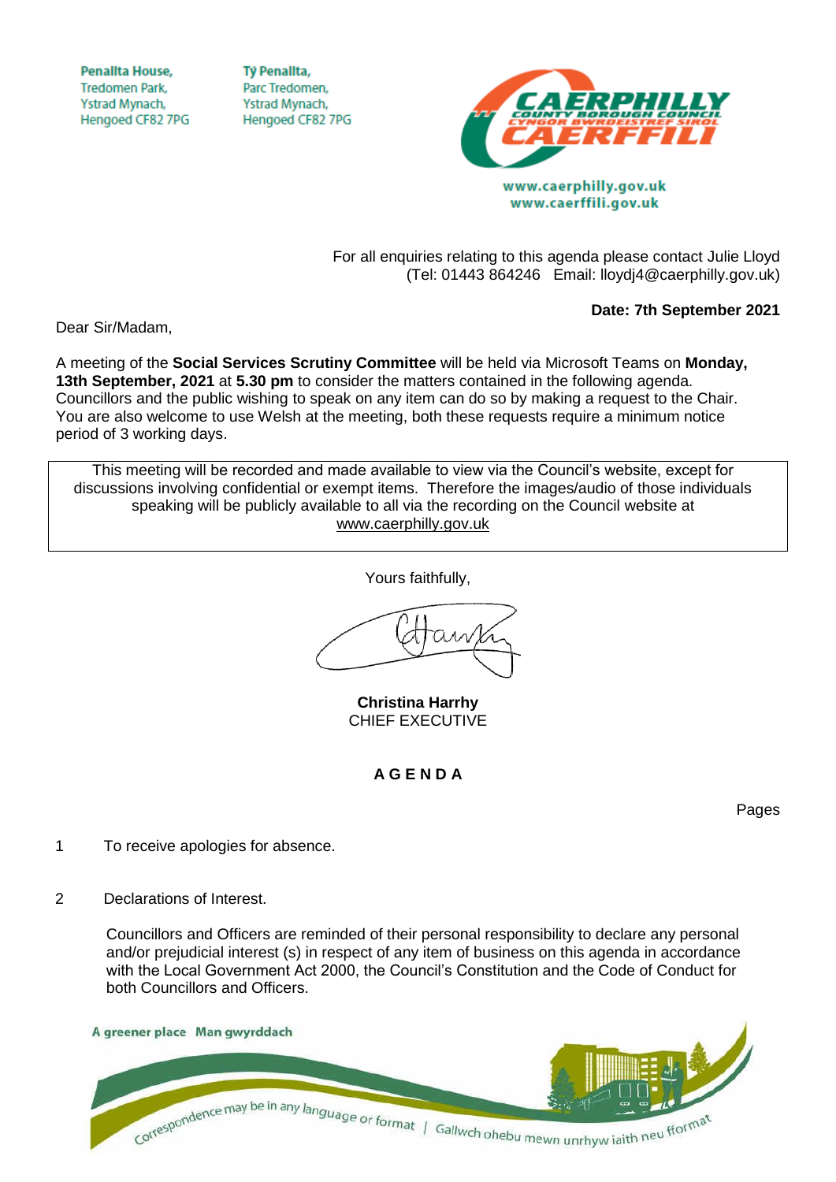Penallta House,
Tredomen Park,
Ystrad Mynach,
Hengoed CF82 7PG

Tŷ Penallta,
Parc Tredomen,
Ystrad Mynach,
Hengoed CF82 7PG

**CAERPHILLY COUNTY BOROUGH COUNCIL**
**CYNGOR BWRDEISTREF SIROL CAERFFILI**

www.caerphilly.gov.uk
www.caerffili.gov.uk

For all enquiries relating to this agenda please contact Julie Lloyd
(Tel: 01443 864246 Email: lloydj4@caerphilly.gov.uk)

**Date: 7th September 2021**

Dear Sir/Madam,

A meeting of the **Social Services Scrutiny Committee** will be held via Microsoft Teams on **Monday, 13th September, 2021** at **5.30 pm** to consider the matters contained in the following agenda. Councillors and the public wishing to speak on any item can do so by making a request to the Chair. You are also welcome to use Welsh at the meeting, both these requests require a minimum notice period of 3 working days.

> This meeting will be recorded and made available to view via the Council's website, except for discussions involving confidential or exempt items. Therefore the images/audio of those individuals speaking will be publicly available to all via the recording on the Council website at www.caerphilly.gov.uk

Yours faithfully,

**Christina Harrhy**
CHIEF EXECUTIVE

## A G E N D A

Pages

1 To receive apologies for absence.

2 Declarations of Interest.

Councillors and Officers are reminded of their personal responsibility to declare any personal and/or prejudicial interest (s) in respect of any item of business on this agenda in accordance with the Local Government Act 2000, the Council's Constitution and the Code of Conduct for both Councillors and Officers.

A greener place Man gwyrddach

Correspondence may be in any language or format | Gallwch ohebu mewn unrhyw iaith neu fformat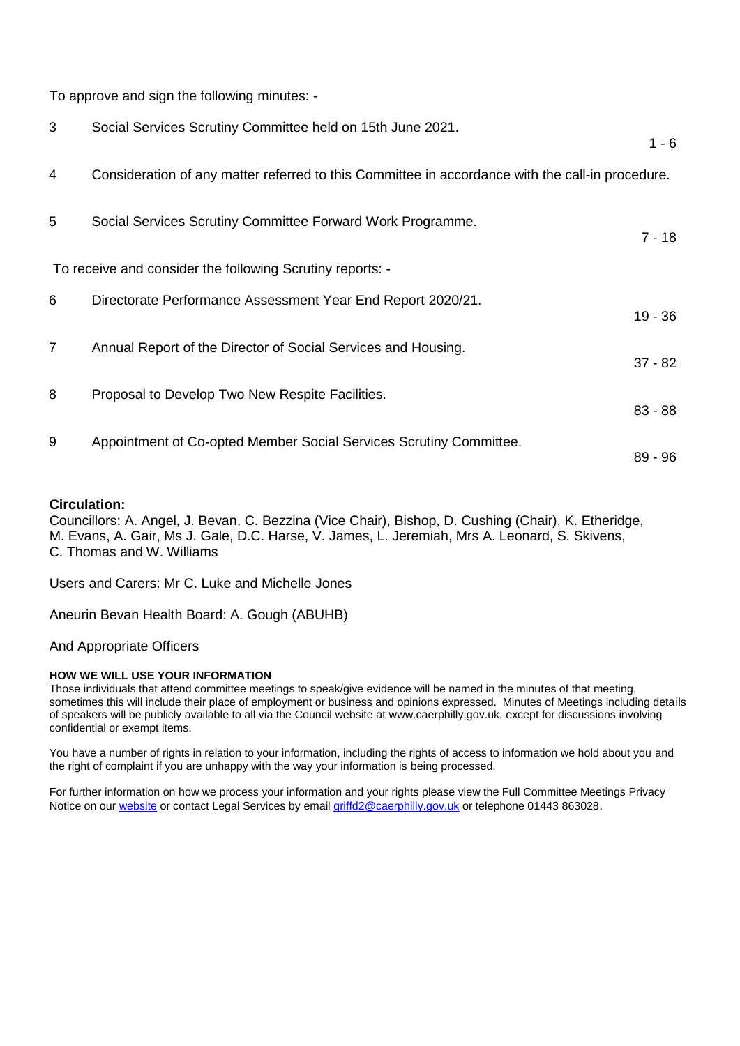To approve and sign the following minutes: -

| | | |
|---|---|---|
| 3 | Social Services Scrutiny Committee held on 15th June 2021. | 1 - 6 |
| 4 | Consideration of any matter referred to this Committee in accordance with the call-in procedure. | |
| 5 | Social Services Scrutiny Committee Forward Work Programme. | 7 - 18 |

To receive and consider the following Scrutiny reports: -

| | | |
|---|---|---|
| 6 | Directorate Performance Assessment Year End Report 2020/21. | 19 - 36 |
| 7 | Annual Report of the Director of Social Services and Housing. | 37 - 82 |
| 8 | Proposal to Develop Two New Respite Facilities. | 83 - 88 |
| 9 | Appointment of Co-opted Member Social Services Scrutiny Committee. | 89 - 96 |

**Circulation:**
Councillors: A. Angel, J. Bevan, C. Bezzina (Vice Chair), Bishop, D. Cushing (Chair), K. Etheridge, M. Evans, A. Gair, Ms J. Gale, D.C. Harse, V. James, L. Jeremiah, Mrs A. Leonard, S. Skivens, C. Thomas and W. Williams

Users and Carers: Mr C. Luke and Michelle Jones

Aneurin Bevan Health Board: A. Gough (ABUHB)

And Appropriate Officers

**HOW WE WILL USE YOUR INFORMATION**
Those individuals that attend committee meetings to speak/give evidence will be named in the minutes of that meeting, sometimes this will include their place of employment or business and opinions expressed. Minutes of Meetings including details of speakers will be publicly available to all via the Council website at www.caerphilly.gov.uk. except for discussions involving confidential or exempt items.

You have a number of rights in relation to your information, including the rights of access to information we hold about you and the right of complaint if you are unhappy with the way your information is being processed.

For further information on how we process your information and your rights please view the Full Committee Meetings Privacy Notice on our website or contact Legal Services by email griffd2@caerphilly.gov.uk or telephone 01443 863028.